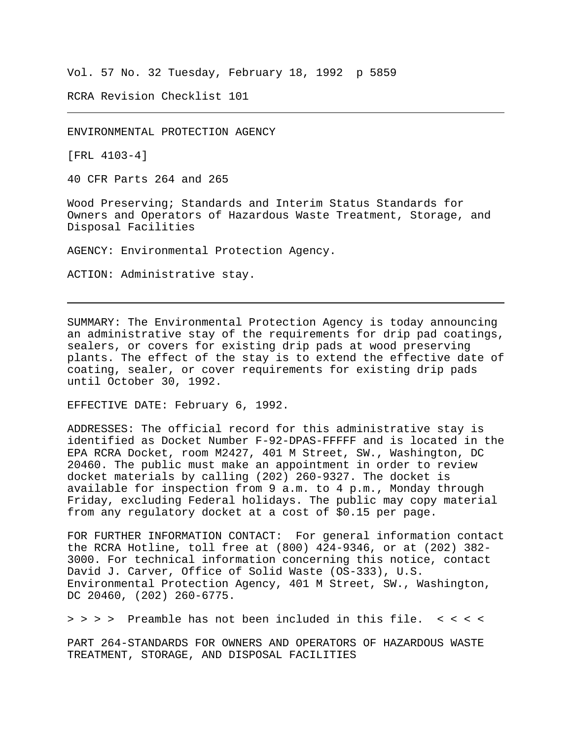Vol. 57 No. 32 Tuesday, February 18, 1992 p 5859

RCRA Revision Checklist 101

---

ENVIRONMENTAL PROTECTION AGENCY

[FRL 4103-4]

40 CFR Parts 264 and 265

Wood Preserving; Standards and Interim Status Standards for Owners and Operators of Hazardous Waste Treatment, Storage, and Disposal Facilities

AGENCY: Environmental Protection Agency.

ACTION: Administrative stay.

---

SUMMARY: The Environmental Protection Agency is today announcing an administrative stay of the requirements for drip pad coatings, sealers, or covers for existing drip pads at wood preserving plants. The effect of the stay is to extend the effective date of coating, sealer, or cover requirements for existing drip pads until October 30, 1992.

EFFECTIVE DATE: February 6, 1992.

ADDRESSES: The official record for this administrative stay is identified as Docket Number F-92-DPAS-FFFFF and is located in the EPA RCRA Docket, room M2427, 401 M Street, SW., Washington, DC 20460. The public must make an appointment in order to review docket materials by calling (202) 260-9327. The docket is available for inspection from 9 a.m. to 4 p.m., Monday through Friday, excluding Federal holidays. The public may copy material from any regulatory docket at a cost of $0.15 per page.

FOR FURTHER INFORMATION CONTACT: For general information contact the RCRA Hotline, toll free at (800) 424-9346, or at (202) 382-3000. For technical information concerning this notice, contact David J. Carver, Office of Solid Waste (OS-333), U.S. Environmental Protection Agency, 401 M Street, SW., Washington, DC 20460, (202) 260-6775.

> > > > Preamble has not been included in this file. < < < <

PART 264-STANDARDS FOR OWNERS AND OPERATORS OF HAZARDOUS WASTE TREATMENT, STORAGE, AND DISPOSAL FACILITIES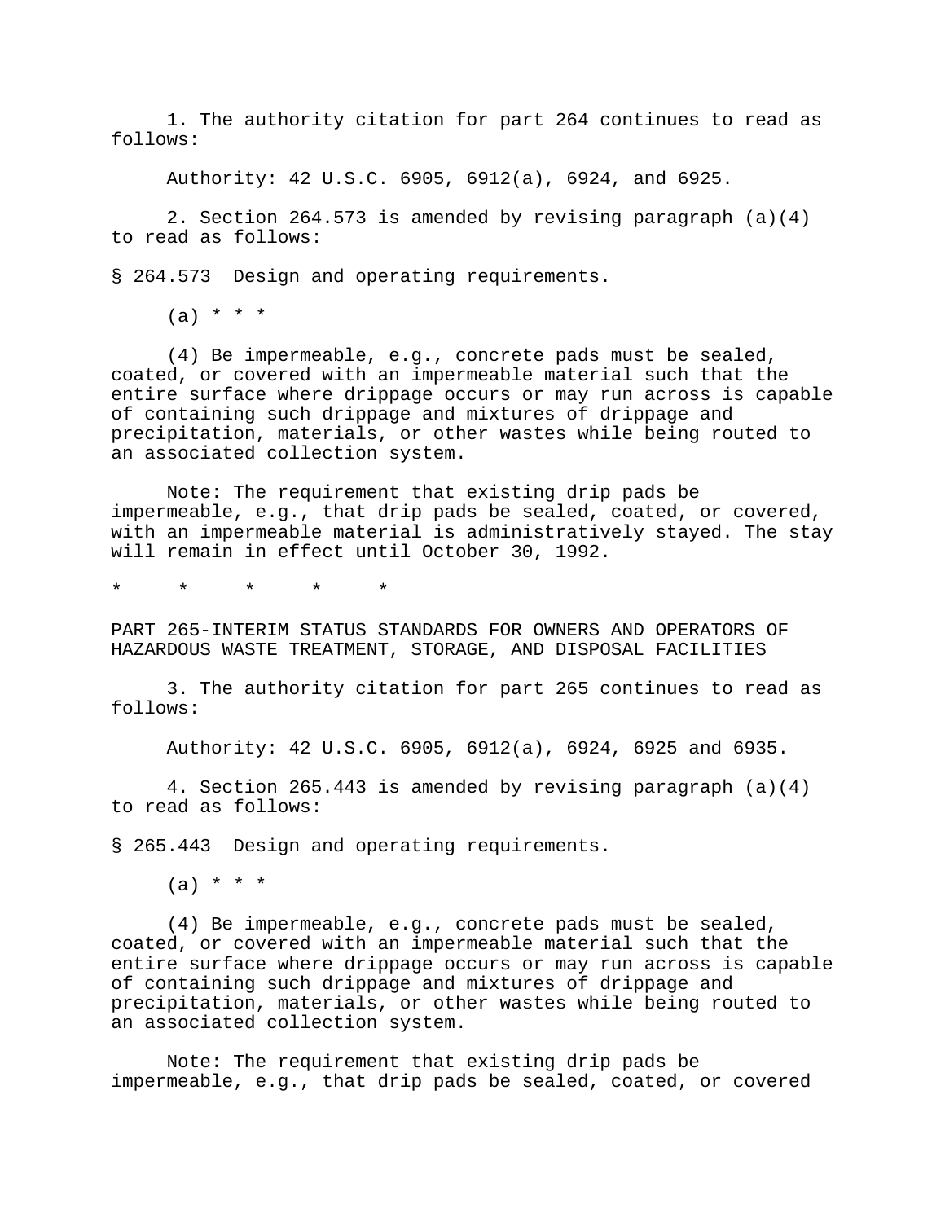1. The authority citation for part 264 continues to read as follows:

Authority: 42 U.S.C. 6905, 6912(a), 6924, and 6925.

2. Section 264.573 is amended by revising paragraph (a)(4) to read as follows:

§ 264.573 Design and operating requirements.

(a) * * *

(4) Be impermeable, e.g., concrete pads must be sealed, coated, or covered with an impermeable material such that the entire surface where drippage occurs or may run across is capable of containing such drippage and mixtures of drippage and precipitation, materials, or other wastes while being routed to an associated collection system.

Note: The requirement that existing drip pads be impermeable, e.g., that drip pads be sealed, coated, or covered, with an impermeable material is administratively stayed. The stay will remain in effect until October 30, 1992.

\* \* \* \* \*

PART 265-INTERIM STATUS STANDARDS FOR OWNERS AND OPERATORS OF HAZARDOUS WASTE TREATMENT, STORAGE, AND DISPOSAL FACILITIES

3. The authority citation for part 265 continues to read as follows:

Authority: 42 U.S.C. 6905, 6912(a), 6924, 6925 and 6935.

4. Section 265.443 is amended by revising paragraph (a)(4) to read as follows:

§ 265.443 Design and operating requirements.

(a) * * *

(4) Be impermeable, e.g., concrete pads must be sealed, coated, or covered with an impermeable material such that the entire surface where drippage occurs or may run across is capable of containing such drippage and mixtures of drippage and precipitation, materials, or other wastes while being routed to an associated collection system.

Note: The requirement that existing drip pads be impermeable, e.g., that drip pads be sealed, coated, or covered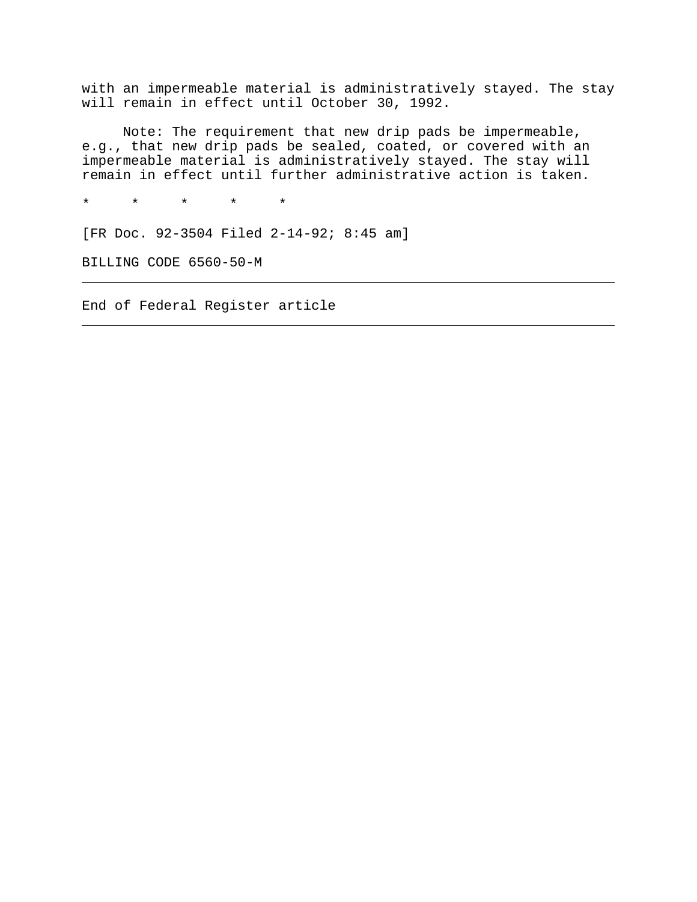with an impermeable material is administratively stayed. The stay will remain in effect until October 30, 1992.

Note: The requirement that new drip pads be impermeable, e.g., that new drip pads be sealed, coated, or covered with an impermeable material is administratively stayed. The stay will remain in effect until further administrative action is taken.

\*     \*     \*     \*     \*

[FR Doc. 92-3504 Filed 2-14-92; 8:45 am]

BILLING CODE 6560-50-M

---

End of Federal Register article

---